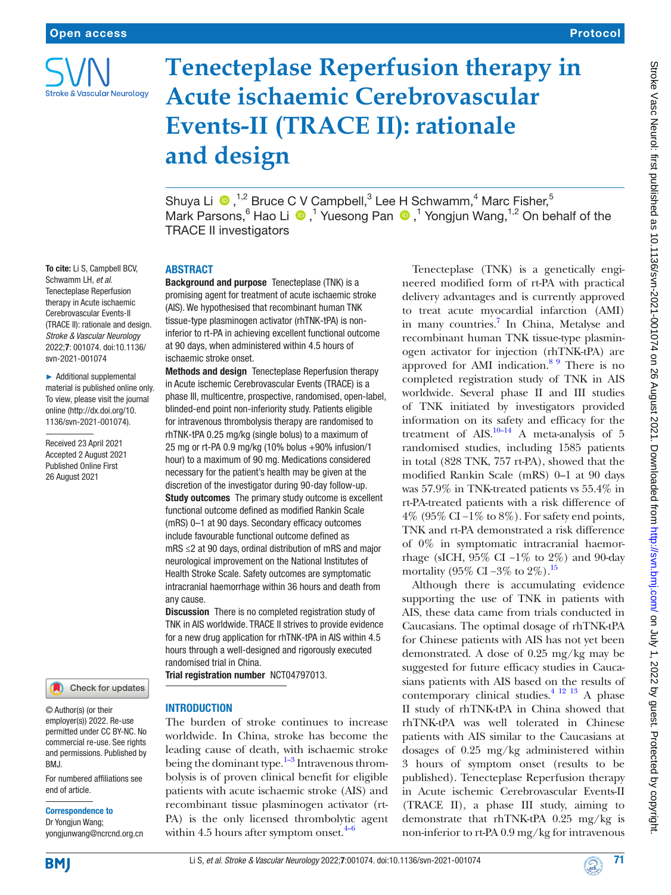# Tenecteplase Reperfusion therapy in Acute ischaemic Cerebrovascular Events-II (TRACE II): rationale and design

Shuya Li,[1,2] Bruce C V Campbell,[3] Lee H Schwamm,[4] Marc Fisher,[5] Mark Parsons,[6] Hao Li,[1] Yuesong Pan,[1] Yongjun Wang,[1,2] On behalf of the TRACE II investigators

**To cite:** Li S, Campbell BCV, Schwamm LH, *et al*. Tenecteplase Reperfusion therapy in Acute ischaemic Cerebrovascular Events-II (TRACE II): rationale and design. *Stroke & Vascular Neurology* 2022;**7**: 001074. doi:10.1136/svn-2021-001074

► Additional supplemental material is published online only. To view, please visit the journal online (http://dx.doi.org/10.1136/svn-2021-001074).

Received 23 April 2021
Accepted 2 August 2021
Published Online First 26 August 2021

© Author(s) (or their employer(s)) 2022. Re-use permitted under CC BY-NC. No commercial re-use. See rights and permissions. Published by BMJ.

For numbered affiliations see end of article.

**Correspondence to**
Dr Yongjun Wang; yongjunwang@ncrcnd.org.cn

## ABSTRACT

**Background and purpose** Tenecteplase (TNK) is a promising agent for treatment of acute ischaemic stroke (AIS). We hypothesised that recombinant human TNK tissue-type plasminogen activator (rhTNK-tPA) is non-inferior to rt-PA in achieving excellent functional outcome at 90 days, when administered within 4.5 hours of ischaemic stroke onset.

**Methods and design** Tenecteplase Reperfusion therapy in Acute ischemic Cerebrovascular Events (TRACE) is a phase III, multicentre, prospective, randomised, open-label, blinded-end point non-inferiority study. Patients eligible for intravenous thrombolysis therapy are randomised to rhTNK-tPA 0.25 mg/kg (single bolus) to a maximum of 25 mg or rt-PA 0.9 mg/kg (10% bolus +90% infusion/1 hour) to a maximum of 90 mg. Medications considered necessary for the patient's health may be given at the discretion of the investigator during 90-day follow-up.

**Study outcomes** The primary study outcome is excellent functional outcome defined as modified Rankin Scale (mRS) 0–1 at 90 days. Secondary efficacy outcomes include favourable functional outcome defined as mRS ≤2 at 90 days, ordinal distribution of mRS and major neurological improvement on the National Institutes of Health Stroke Scale. Safety outcomes are symptomatic intracranial haemorrhage within 36 hours and death from any cause.

**Discussion** There is no completed registration study of TNK in AIS worldwide. TRACE II strives to provide evidence for a new drug application for rhTNK-tPA in AIS within 4.5 hours through a well-designed and rigorously executed randomised trial in China.

**Trial registration number** NCT04797013.

## INTRODUCTION

The burden of stroke continues to increase worldwide. In China, stroke has become the leading cause of death, with ischaemic stroke being the dominant type.[1–3] Intravenous thrombolysis is of proven clinical benefit for eligible patients with acute ischaemic stroke (AIS) and recombinant tissue plasminogen activator (rt-PA) is the only licensed thrombolytic agent within 4.5 hours after symptom onset.[4–6]

Tenecteplase (TNK) is a genetically engineered modified form of rt-PA with practical delivery advantages and is currently approved to treat acute myocardial infarction (AMI) in many countries.[7] In China, Metalyse and recombinant human TNK tissue-type plasminogen activator for injection (rhTNK-tPA) are approved for AMI indication.[8 9] There is no completed registration study of TNK in AIS worldwide. Several phase II and III studies of TNK initiated by investigators provided information on its safety and efficacy for the treatment of AIS.[10–14] A meta-analysis of 5 randomised studies, including 1585 patients in total (828 TNK, 757 rt-PA), showed that the modified Rankin Scale (mRS) 0–1 at 90 days was 57.9% in TNK-treated patients vs 55.4% in rt-PA-treated patients with a risk difference of 4% (95% CI −1% to 8%). For safety end points, TNK and rt-PA demonstrated a risk difference of 0% in symptomatic intracranial haemorrhage (sICH, 95% CI −1% to 2%) and 90-day mortality (95% CI −3% to 2%).[15]

Although there is accumulating evidence supporting the use of TNK in patients with AIS, these data came from trials conducted in Caucasians. The optimal dosage of rhTNK-tPA for Chinese patients with AIS has not yet been demonstrated. A dose of 0.25 mg/kg may be suggested for future efficacy studies in Caucasians patients with AIS based on the results of contemporary clinical studies.[4 12 13] A phase II study of rhTNK-tPA in China showed that rhTNK-tPA was well tolerated in Chinese patients with AIS similar to the Caucasians at dosages of 0.25 mg/kg administered within 3 hours of symptom onset (results to be published). Tenecteplase Reperfusion therapy in Acute ischemic Cerebrovascular Events-II (TRACE II), a phase III study, aiming to demonstrate that rhTNK-tPA 0.25 mg/kg is non-inferior to rt-PA 0.9 mg/kg for intravenous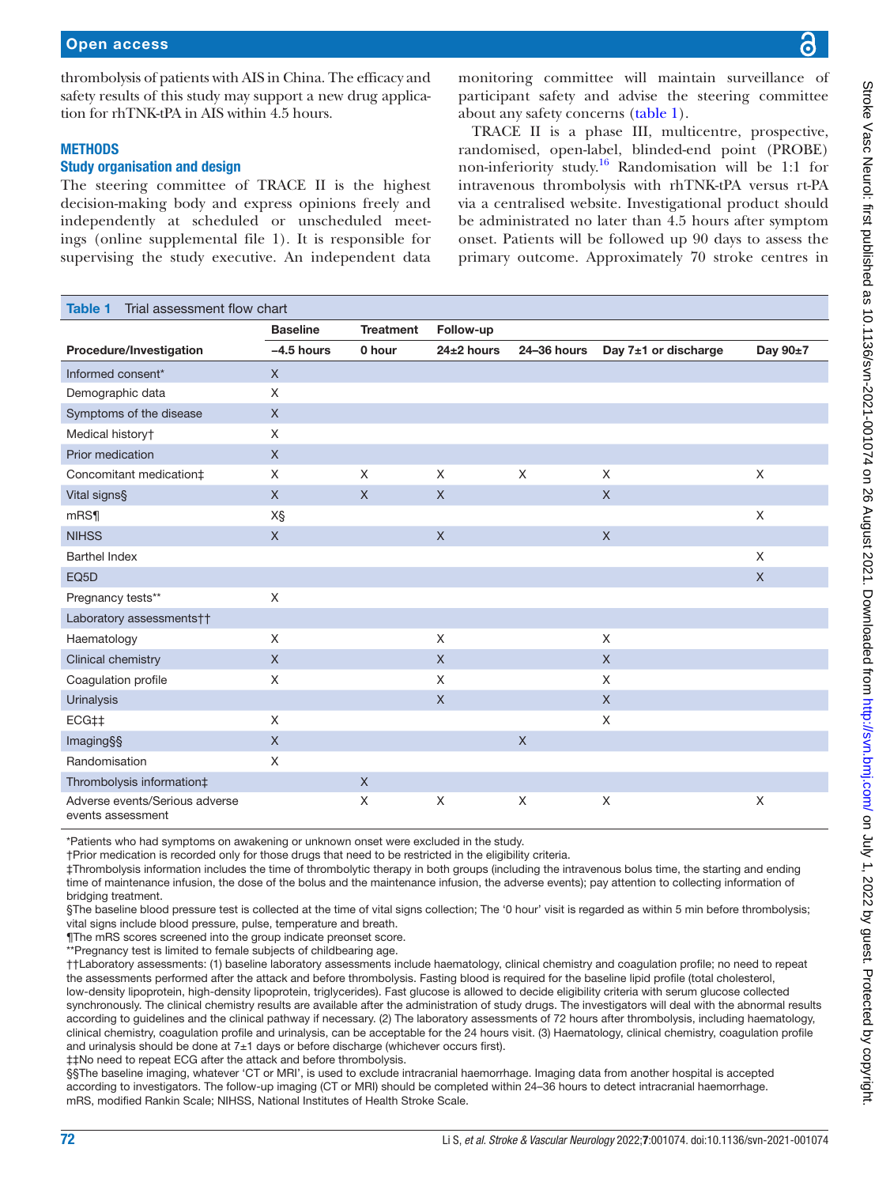thrombolysis of patients with AIS in China. The efficacy and safety results of this study may support a new drug application for rhTNK-tPA in AIS within 4.5 hours.

## METHODS

### Study organisation and design

The steering committee of TRACE II is the highest decision-making body and express opinions freely and independently at scheduled or unscheduled meetings (online supplemental file 1). It is responsible for supervising the study executive. An independent data monitoring committee will maintain surveillance of participant safety and advise the steering committee about any safety concerns (table 1).

TRACE II is a phase III, multicentre, prospective, randomised, open-label, blinded-end point (PROBE) non-inferiority study.[16] Randomisation will be 1:1 for intravenous thrombolysis with rhTNK-tPA versus rt-PA via a centralised website. Investigational product should be administrated no later than 4.5 hours after symptom onset. Patients will be followed up 90 days to assess the primary outcome. Approximately 70 stroke centres in

**Table 1** Trial assessment flow chart

| | Baseline | Treatment | Follow-up | | | |
|---|---|---|---|---|---|---|
| **Procedure/Investigation** | **−4.5 hours** | **0 hour** | **24±2 hours** | **24–36 hours** | **Day 7±1 or discharge** | **Day 90±7** |
| Informed consent* | X | | | | | |
| Demographic data | X | | | | | |
| Symptoms of the disease | X | | | | | |
| Medical history† | X | | | | | |
| Prior medication | X | | | | | |
| Concomitant medication‡ | X | X | X | X | X | X |
| Vital signs§ | X | X | X | | X | |
| mRS¶ | X§ | | | | | X |
| NIHSS | X | | X | | X | |
| Barthel Index | | | | | | X |
| EQ5D | | | | | | X |
| Pregnancy tests** | X | | | | | |
| Laboratory assessments†† | | | | | | |
| Haematology | X | | X | | X | |
| Clinical chemistry | X | | X | | X | |
| Coagulation profile | X | | X | | X | |
| Urinalysis | | | X | | X | |
| ECG‡‡ | X | | | | X | |
| Imaging§§ | X | | | X | | |
| Randomisation | X | | | | | |
| Thrombolysis information‡ | | X | | | | |
| Adverse events/Serious adverse events assessment | | X | X | X | X | X |

*Patients who had symptoms on awakening or unknown onset were excluded in the study.
†Prior medication is recorded only for those drugs that need to be restricted in the eligibility criteria.
‡Thrombolysis information includes the time of thrombolytic therapy in both groups (including the intravenous bolus time, the starting and ending time of maintenance infusion, the dose of the bolus and the maintenance infusion, the adverse events); pay attention to collecting information of bridging treatment.
§The baseline blood pressure test is collected at the time of vital signs collection; The '0 hour' visit is regarded as within 5 min before thrombolysis; vital signs include blood pressure, pulse, temperature and breath.
¶The mRS scores screened into the group indicate preonset score.
**Pregnancy test is limited to female subjects of childbearing age.
††Laboratory assessments: (1) baseline laboratory assessments include haematology, clinical chemistry and coagulation profile; no need to repeat the assessments performed after the attack and before thrombolysis. Fasting blood is required for the baseline lipid profile (total cholesterol, low-density lipoprotein, high-density lipoprotein, triglycerides). Fast glucose is allowed to decide eligibility criteria with serum glucose collected synchronously. The clinical chemistry results are available after the administration of study drugs. The investigators will deal with the abnormal results according to guidelines and the clinical pathway if necessary. (2) The laboratory assessments of 72 hours after thrombolysis, including haematology, clinical chemistry, coagulation profile and urinalysis, can be acceptable for the 24 hours visit. (3) Haematology, clinical chemistry, coagulation profile and urinalysis should be done at 7±1 days or before discharge (whichever occurs first).
‡‡No need to repeat ECG after the attack and before thrombolysis.
§§The baseline imaging, whatever 'CT or MRI', is used to exclude intracranial haemorrhage. Imaging data from another hospital is accepted according to investigators. The follow-up imaging (CT or MRI) should be completed within 24–36 hours to detect intracranial haemorrhage.
mRS, modified Rankin Scale; NIHSS, National Institutes of Health Stroke Scale.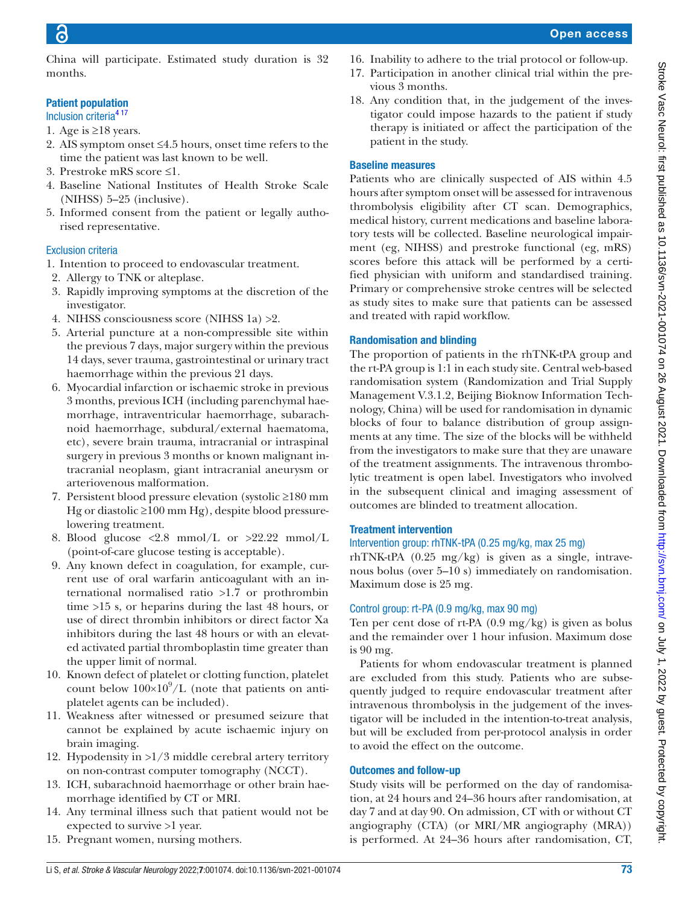China will participate. Estimated study duration is 32 months.

### Patient population

#### Inclusion criteria[4,17]

1. Age is ≥18 years.
2. AIS symptom onset ≤4.5 hours, onset time refers to the time the patient was last known to be well.
3. Prestroke mRS score ≤1.
4. Baseline National Institutes of Health Stroke Scale (NIHSS) 5–25 (inclusive).
5. Informed consent from the patient or legally authorised representative.

#### Exclusion criteria

1. Intention to proceed to endovascular treatment.
2. Allergy to TNK or alteplase.
3. Rapidly improving symptoms at the discretion of the investigator.
4. NIHSS consciousness score (NIHSS 1a) >2.
5. Arterial puncture at a non-compressible site within the previous 7 days, major surgery within the previous 14 days, sever trauma, gastrointestinal or urinary tract haemorrhage within the previous 21 days.
6. Myocardial infarction or ischaemic stroke in previous 3 months, previous ICH (including parenchymal haemorrhage, intraventricular haemorrhage, subarachnoid haemorrhage, subdural/external haematoma, etc), severe brain trauma, intracranial or intraspinal surgery in previous 3 months or known malignant intracranial neoplasm, giant intracranial aneurysm or arteriovenous malformation.
7. Persistent blood pressure elevation (systolic ≥180 mm Hg or diastolic ≥100 mm Hg), despite blood pressure-lowering treatment.
8. Blood glucose <2.8 mmol/L or >22.22 mmol/L (point-of-care glucose testing is acceptable).
9. Any known defect in coagulation, for example, current use of oral warfarin anticoagulant with an international normalised ratio >1.7 or prothrombin time >15 s, or heparins during the last 48 hours, or use of direct thrombin inhibitors or direct factor Xa inhibitors during the last 48 hours or with an elevated activated partial thromboplastin time greater than the upper limit of normal.
10. Known defect of platelet or clotting function, platelet count below $100\times10^9$/L (note that patients on antiplatelet agents can be included).
11. Weakness after witnessed or presumed seizure that cannot be explained by acute ischaemic injury on brain imaging.
12. Hypodensity in >1/3 middle cerebral artery territory on non-contrast computer tomography (NCCT).
13. ICH, subarachnoid haemorrhage or other brain haemorrhage identified by CT or MRI.
14. Any terminal illness such that patient would not be expected to survive >1 year.
15. Pregnant women, nursing mothers.
16. Inability to adhere to the trial protocol or follow-up.
17. Participation in another clinical trial within the previous 3 months.
18. Any condition that, in the judgement of the investigator could impose hazards to the patient if study therapy is initiated or affect the participation of the patient in the study.

### Baseline measures

Patients who are clinically suspected of AIS within 4.5 hours after symptom onset will be assessed for intravenous thrombolysis eligibility after CT scan. Demographics, medical history, current medications and baseline laboratory tests will be collected. Baseline neurological impairment (eg, NIHSS) and prestroke functional (eg, mRS) scores before this attack will be performed by a certified physician with uniform and standardised training. Primary or comprehensive stroke centres will be selected as study sites to make sure that patients can be assessed and treated with rapid workflow.

### Randomisation and blinding

The proportion of patients in the rhTNK-tPA group and the rt-PA group is 1:1 in each study site. Central web-based randomisation system (Randomization and Trial Supply Management V.3.1.2, Beijing Bioknow Information Technology, China) will be used for randomisation in dynamic blocks of four to balance distribution of group assignments at any time. The size of the blocks will be withheld from the investigators to make sure that they are unaware of the treatment assignments. The intravenous thrombolytic treatment is open label. Investigators who involved in the subsequent clinical and imaging assessment of outcomes are blinded to treatment allocation.

### Treatment intervention

#### Intervention group: rhTNK-tPA (0.25 mg/kg, max 25 mg)

rhTNK-tPA (0.25 mg/kg) is given as a single, intravenous bolus (over 5–10 s) immediately on randomisation. Maximum dose is 25 mg.

#### Control group: rt-PA (0.9 mg/kg, max 90 mg)

Ten per cent dose of rt-PA (0.9 mg/kg) is given as bolus and the remainder over 1 hour infusion. Maximum dose is 90 mg.

Patients for whom endovascular treatment is planned are excluded from this study. Patients who are subsequently judged to require endovascular treatment after intravenous thrombolysis in the judgement of the investigator will be included in the intention-to-treat analysis, but will be excluded from per-protocol analysis in order to avoid the effect on the outcome.

### Outcomes and follow-up

Study visits will be performed on the day of randomisation, at 24 hours and 24–36 hours after randomisation, at day 7 and at day 90. On admission, CT with or without CT angiography (CTA) (or MRI/MR angiography (MRA)) is performed. At 24–36 hours after randomisation, CT,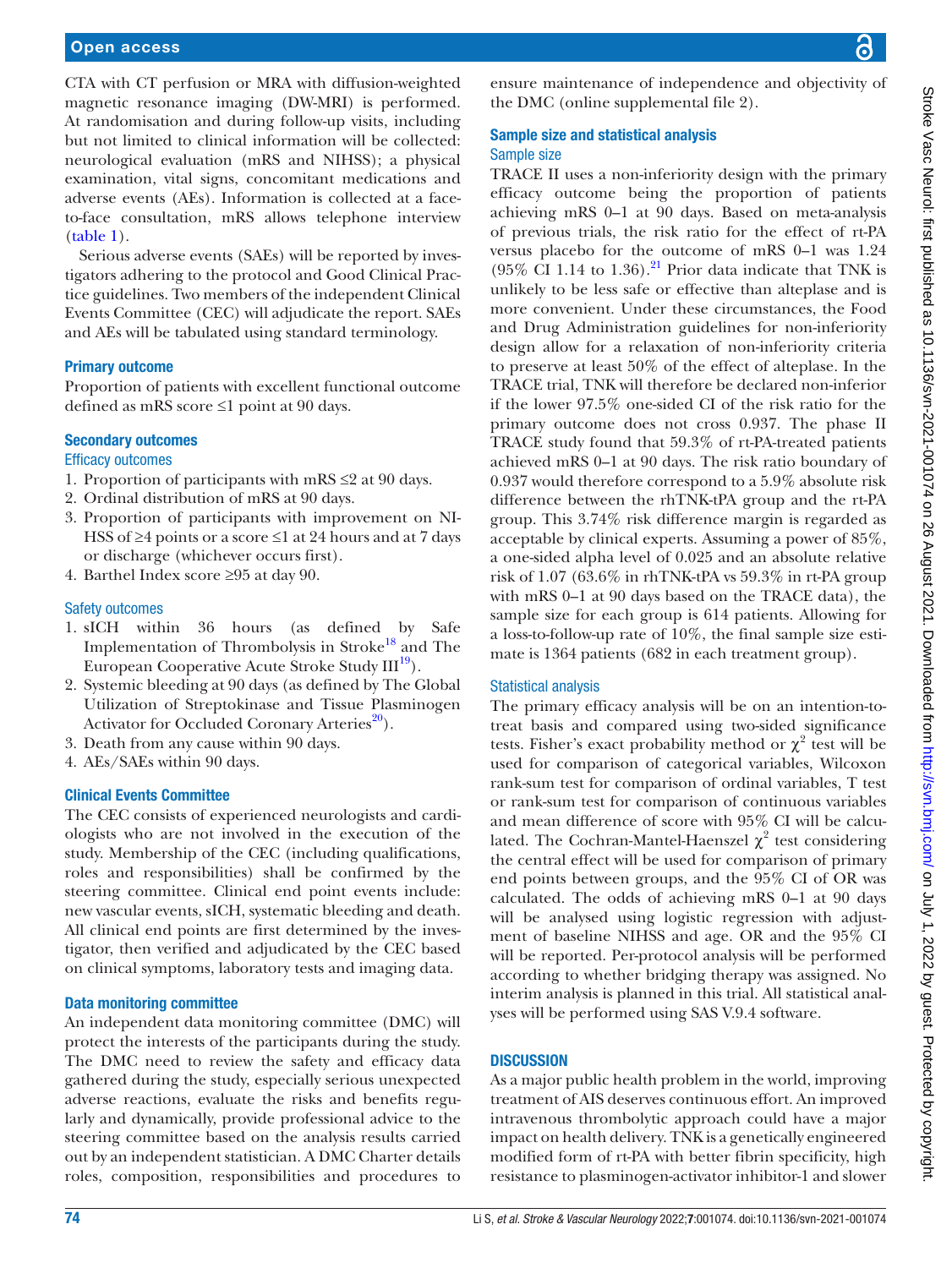CTA with CT perfusion or MRA with diffusion-weighted magnetic resonance imaging (DW-MRI) is performed. At randomisation and during follow-up visits, including but not limited to clinical information will be collected: neurological evaluation (mRS and NIHSS); a physical examination, vital signs, concomitant medications and adverse events (AEs). Information is collected at a face-to-face consultation, mRS allows telephone interview (table 1).

Serious adverse events (SAEs) will be reported by investigators adhering to the protocol and Good Clinical Practice guidelines. Two members of the independent Clinical Events Committee (CEC) will adjudicate the report. SAEs and AEs will be tabulated using standard terminology.

### Primary outcome

Proportion of patients with excellent functional outcome defined as mRS score ≤1 point at 90 days.

### Secondary outcomes

#### Efficacy outcomes

1. Proportion of participants with mRS ≤2 at 90 days.
2. Ordinal distribution of mRS at 90 days.
3. Proportion of participants with improvement on NIHSS of ≥4 points or a score ≤1 at 24 hours and at 7 days or discharge (whichever occurs first).
4. Barthel Index score ≥95 at day 90.

#### Safety outcomes

1. sICH within 36 hours (as defined by Safe Implementation of Thrombolysis in Stroke[18] and The European Cooperative Acute Stroke Study III[19]).
2. Systemic bleeding at 90 days (as defined by The Global Utilization of Streptokinase and Tissue Plasminogen Activator for Occluded Coronary Arteries[20]).
3. Death from any cause within 90 days.
4. AEs/SAEs within 90 days.

### Clinical Events Committee

The CEC consists of experienced neurologists and cardiologists who are not involved in the execution of the study. Membership of the CEC (including qualifications, roles and responsibilities) shall be confirmed by the steering committee. Clinical end point events include: new vascular events, sICH, systematic bleeding and death. All clinical end points are first determined by the investigator, then verified and adjudicated by the CEC based on clinical symptoms, laboratory tests and imaging data.

### Data monitoring committee

An independent data monitoring committee (DMC) will protect the interests of the participants during the study. The DMC need to review the safety and efficacy data gathered during the study, especially serious unexpected adverse reactions, evaluate the risks and benefits regularly and dynamically, provide professional advice to the steering committee based on the analysis results carried out by an independent statistician. A DMC Charter details roles, composition, responsibilities and procedures to ensure maintenance of independence and objectivity of the DMC (online supplemental file 2).

### Sample size and statistical analysis

#### Sample size

TRACE II uses a non-inferiority design with the primary efficacy outcome being the proportion of patients achieving mRS 0–1 at 90 days. Based on meta-analysis of previous trials, the risk ratio for the effect of rt-PA versus placebo for the outcome of mRS 0–1 was 1.24 (95% CI 1.14 to 1.36).[21] Prior data indicate that TNK is unlikely to be less safe or effective than alteplase and is more convenient. Under these circumstances, the Food and Drug Administration guidelines for non-inferiority design allow for a relaxation of non-inferiority criteria to preserve at least 50% of the effect of alteplase. In the TRACE trial, TNK will therefore be declared non-inferior if the lower 97.5% one-sided CI of the risk ratio for the primary outcome does not cross 0.937. The phase II TRACE study found that 59.3% of rt-PA-treated patients achieved mRS 0–1 at 90 days. The risk ratio boundary of 0.937 would therefore correspond to a 5.9% absolute risk difference between the rhTNK-tPA group and the rt-PA group. This 3.74% risk difference margin is regarded as acceptable by clinical experts. Assuming a power of 85%, a one-sided alpha level of 0.025 and an absolute relative risk of 1.07 (63.6% in rhTNK-tPA vs 59.3% in rt-PA group with mRS 0–1 at 90 days based on the TRACE data), the sample size for each group is 614 patients. Allowing for a loss-to-follow-up rate of 10%, the final sample size estimate is 1364 patients (682 in each treatment group).

#### Statistical analysis

The primary efficacy analysis will be on an intention-to-treat basis and compared using two-sided significance tests. Fisher's exact probability method or $\chi^2$ test will be used for comparison of categorical variables, Wilcoxon rank-sum test for comparison of ordinal variables, T test or rank-sum test for comparison of continuous variables and mean difference of score with 95% CI will be calculated. The Cochran-Mantel-Haenszel $\chi^2$ test considering the central effect will be used for comparison of primary end points between groups, and the 95% CI of OR was calculated. The odds of achieving mRS 0–1 at 90 days will be analysed using logistic regression with adjustment of baseline NIHSS and age. OR and the 95% CI will be reported. Per-protocol analysis will be performed according to whether bridging therapy was assigned. No interim analysis is planned in this trial. All statistical analyses will be performed using SAS V.9.4 software.

## DISCUSSION

As a major public health problem in the world, improving treatment of AIS deserves continuous effort. An improved intravenous thrombolytic approach could have a major impact on health delivery. TNK is a genetically engineered modified form of rt-PA with better fibrin specificity, high resistance to plasminogen-activator inhibitor-1 and slower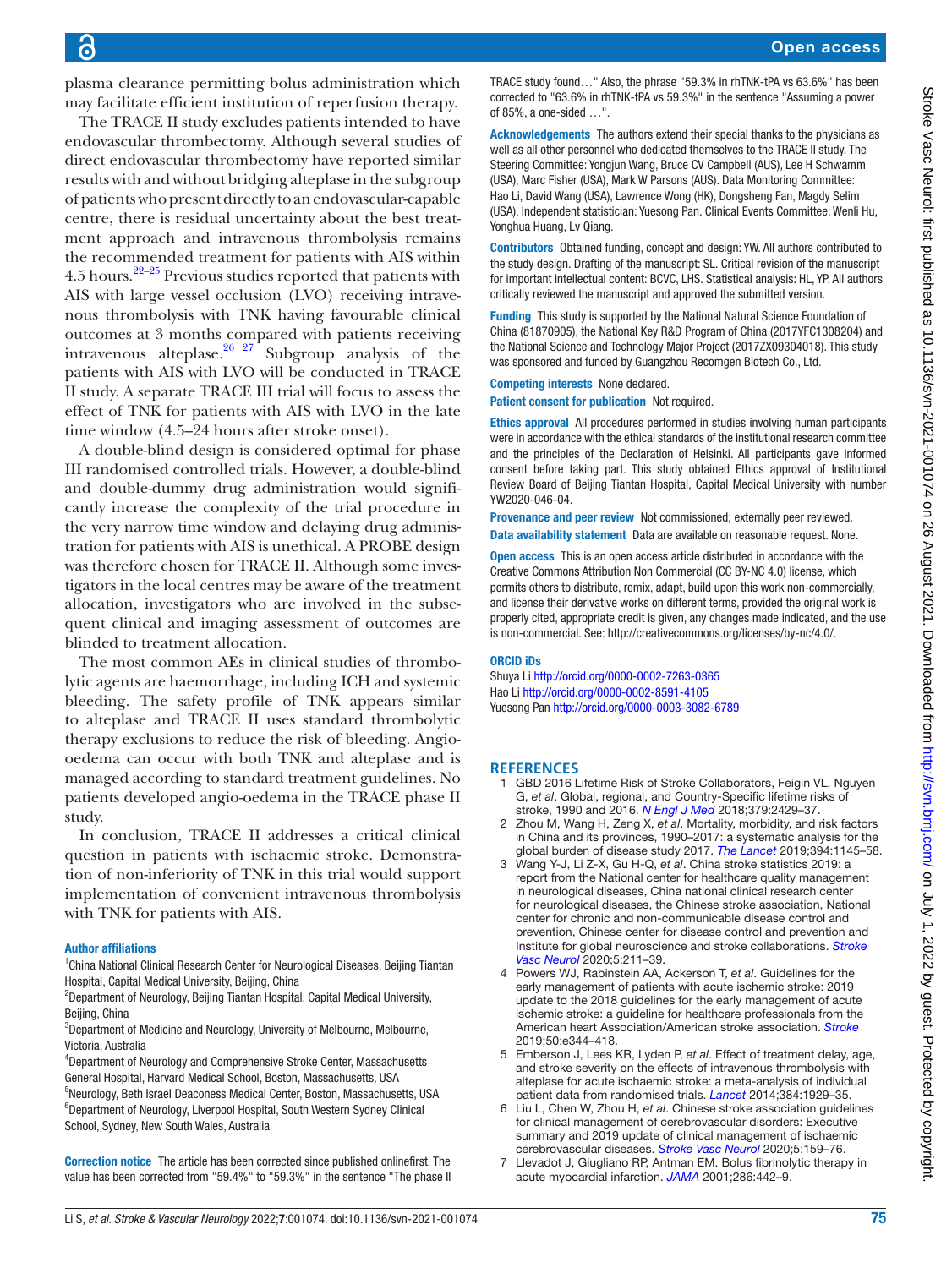plasma clearance permitting bolus administration which may facilitate efficient institution of reperfusion therapy.

The TRACE II study excludes patients intended to have endovascular thrombectomy. Although several studies of direct endovascular thrombectomy have reported similar results with and without bridging alteplase in the subgroup of patients who present directly to an endovascular-capable centre, there is residual uncertainty about the best treatment approach and intravenous thrombolysis remains the recommended treatment for patients with AIS within 4.5 hours.[22–25] Previous studies reported that patients with AIS with large vessel occlusion (LVO) receiving intravenous thrombolysis with TNK having favourable clinical outcomes at 3 months compared with patients receiving intravenous alteplase.[26 27] Subgroup analysis of the patients with AIS with LVO will be conducted in TRACE II study. A separate TRACE III trial will focus to assess the effect of TNK for patients with AIS with LVO in the late time window (4.5–24 hours after stroke onset).

A double-blind design is considered optimal for phase III randomised controlled trials. However, a double-blind and double-dummy drug administration would significantly increase the complexity of the trial procedure in the very narrow time window and delaying drug administration for patients with AIS is unethical. A PROBE design was therefore chosen for TRACE II. Although some investigators in the local centres may be aware of the treatment allocation, investigators who are involved in the subsequent clinical and imaging assessment of outcomes are blinded to treatment allocation.

The most common AEs in clinical studies of thrombolytic agents are haemorrhage, including ICH and systemic bleeding. The safety profile of TNK appears similar to alteplase and TRACE II uses standard thrombolytic therapy exclusions to reduce the risk of bleeding. Angio-oedema can occur with both TNK and alteplase and is managed according to standard treatment guidelines. No patients developed angio-oedema in the TRACE phase II study.

In conclusion, TRACE II addresses a critical clinical question in patients with ischaemic stroke. Demonstration of non-inferiority of TNK in this trial would support implementation of convenient intravenous thrombolysis with TNK for patients with AIS.

**Author affiliations**

[1]China National Clinical Research Center for Neurological Diseases, Beijing Tiantan Hospital, Capital Medical University, Beijing, China
[2]Department of Neurology, Beijing Tiantan Hospital, Capital Medical University, Beijing, China
[3]Department of Medicine and Neurology, University of Melbourne, Melbourne, Victoria, Australia
[4]Department of Neurology and Comprehensive Stroke Center, Massachusetts General Hospital, Harvard Medical School, Boston, Massachusetts, USA
[5]Neurology, Beth Israel Deaconess Medical Center, Boston, Massachusetts, USA
[6]Department of Neurology, Liverpool Hospital, South Western Sydney Clinical School, Sydney, New South Wales, Australia

**Correction notice** The article has been corrected since published onlinefirst. The value has been corrected from "59.4%" to "59.3%" in the sentence "The phase II TRACE study found…" Also, the phrase "59.3% in rhTNK-tPA vs 63.6%" has been corrected to "63.6% in rhTNK-tPA vs 59.3%" in the sentence "Assuming a power of 85%, a one-sided …".

**Acknowledgements** The authors extend their special thanks to the physicians as well as all other personnel who dedicated themselves to the TRACE II study. The Steering Committee: Yongjun Wang, Bruce CV Campbell (AUS), Lee H Schwamm (USA), Marc Fisher (USA), Mark W Parsons (AUS). Data Monitoring Committee: Hao Li, David Wang (USA), Lawrence Wong (HK), Dongsheng Fan, Magdy Selim (USA). Independent statistician: Yuesong Pan. Clinical Events Committee: Wenli Hu, Yonghua Huang, Lv Qiang.

**Contributors** Obtained funding, concept and design: YW. All authors contributed to the study design. Drafting of the manuscript: SL. Critical revision of the manuscript for important intellectual content: BCVC, LHS. Statistical analysis: HL, YP. All authors critically reviewed the manuscript and approved the submitted version.

**Funding** This study is supported by the National Natural Science Foundation of China (81870905), the National Key R&D Program of China (2017YFC1308204) and the National Science and Technology Major Project (2017ZX09304018). This study was sponsored and funded by Guangzhou Recomgen Biotech Co., Ltd.

**Competing interests** None declared.

**Patient consent for publication** Not required.

**Ethics approval** All procedures performed in studies involving human participants were in accordance with the ethical standards of the institutional research committee and the principles of the Declaration of Helsinki. All participants gave informed consent before taking part. This study obtained Ethics approval of Institutional Review Board of Beijing Tiantan Hospital, Capital Medical University with number YW2020-046-04.

**Provenance and peer review** Not commissioned; externally peer reviewed.

**Data availability statement** Data are available on reasonable request. None.

**Open access** This is an open access article distributed in accordance with the Creative Commons Attribution Non Commercial (CC BY-NC 4.0) license, which permits others to distribute, remix, adapt, build upon this work non-commercially, and license their derivative works on different terms, provided the original work is properly cited, appropriate credit is given, any changes made indicated, and the use is non-commercial. See: http://creativecommons.org/licenses/by-nc/4.0/.

**ORCID iDs**

Shuya Li http://orcid.org/0000-0002-7263-0365
Hao Li http://orcid.org/0000-0002-8591-4105
Yuesong Pan http://orcid.org/0000-0003-3082-6789

## REFERENCES

1. GBD 2016 Lifetime Risk of Stroke Collaborators, Feigin VL, Nguyen G, *et al*. Global, regional, and Country-Specific lifetime risks of stroke, 1990 and 2016. *N Engl J Med* 2018;379:2429–37.
2. Zhou M, Wang H, Zeng X, *et al*. Mortality, morbidity, and risk factors in China and its provinces, 1990–2017: a systematic analysis for the global burden of disease study 2017. *The Lancet* 2019;394:1145–58.
3. Wang Y-J, Li Z-X, Gu H-Q, *et al*. China stroke statistics 2019: a report from the National center for healthcare quality management in neurological diseases, China national clinical research center for neurological diseases, the Chinese stroke association, National center for chronic and non-communicable disease control and prevention, Chinese center for disease control and prevention and Institute for global neuroscience and stroke collaborations. *Stroke Vasc Neurol* 2020;5:211–39.
4. Powers WJ, Rabinstein AA, Ackerson T, *et al*. Guidelines for the early management of patients with acute ischemic stroke: 2019 update to the 2018 guidelines for the early management of acute ischemic stroke: a guideline for healthcare professionals from the American heart Association/American stroke association. *Stroke* 2019;50:e344–418.
5. Emberson J, Lees KR, Lyden P, *et al*. Effect of treatment delay, age, and stroke severity on the effects of intravenous thrombolysis with alteplase for acute ischaemic stroke: a meta-analysis of individual patient data from randomised trials. *Lancet* 2014;384:1929–35.
6. Liu L, Chen W, Zhou H, *et al*. Chinese stroke association guidelines for clinical management of cerebrovascular disorders: Executive summary and 2019 update of clinical management of ischaemic cerebrovascular diseases. *Stroke Vasc Neurol* 2020;5:159–76.
7. Llevadot J, Giugliano RP, Antman EM. Bolus fibrinolytic therapy in acute myocardial infarction. *JAMA* 2001;286:442–9.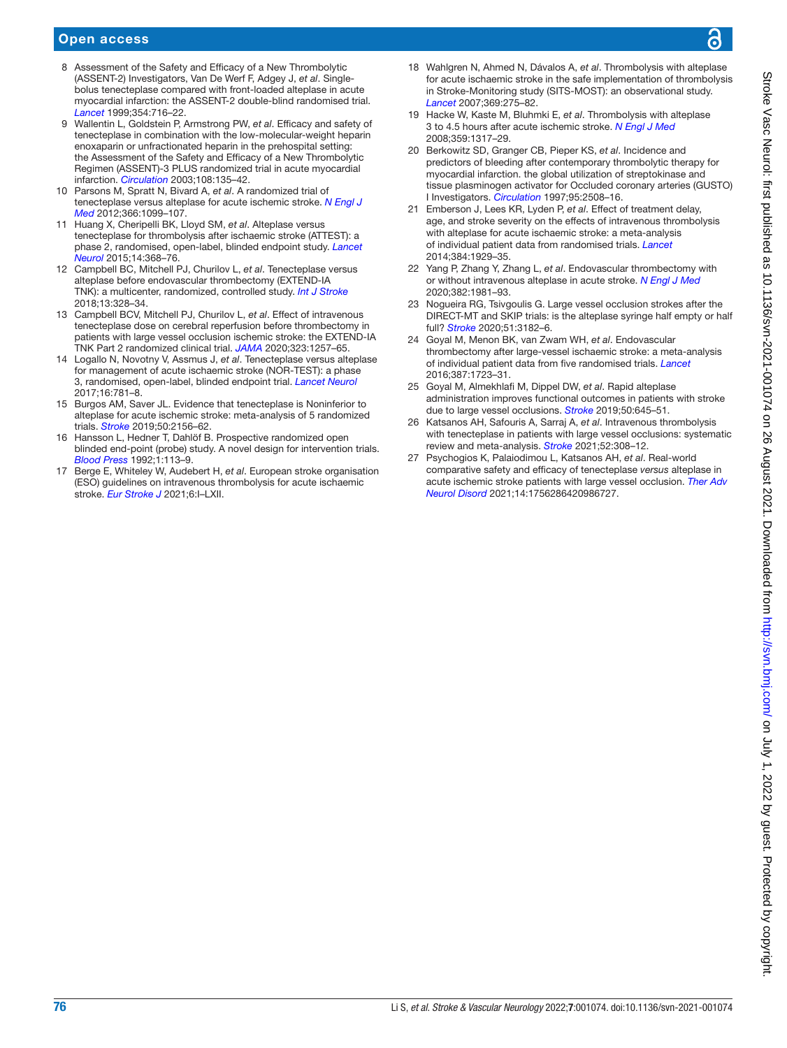8 Assessment of the Safety and Efficacy of a New Thrombolytic (ASSENT-2) Investigators, Van De Werf F, Adgey J, *et al*. Single-bolus tenecteplase compared with front-loaded alteplase in acute myocardial infarction: the ASSENT-2 double-blind randomised trial. *Lancet* 1999;354:716–22.
9 Wallentin L, Goldstein P, Armstrong PW, *et al*. Efficacy and safety of tenecteplase in combination with the low-molecular-weight heparin enoxaparin or unfractionated heparin in the prehospital setting: the Assessment of the Safety and Efficacy of a New Thrombolytic Regimen (ASSENT)-3 PLUS randomized trial in acute myocardial infarction. *Circulation* 2003;108:135–42.
10 Parsons M, Spratt N, Bivard A, *et al*. A randomized trial of tenecteplase versus alteplase for acute ischemic stroke. *N Engl J Med* 2012;366:1099–107.
11 Huang X, Cheripelli BK, Lloyd SM, *et al*. Alteplase versus tenecteplase for thrombolysis after ischaemic stroke (ATTEST): a phase 2, randomised, open-label, blinded endpoint study. *Lancet Neurol* 2015;14:368–76.
12 Campbell BC, Mitchell PJ, Churilov L, *et al*. Tenecteplase versus alteplase before endovascular thrombectomy (EXTEND-IA TNK): a multicenter, randomized, controlled study. *Int J Stroke* 2018;13:328–34.
13 Campbell BCV, Mitchell PJ, Churilov L, *et al*. Effect of intravenous tenecteplase dose on cerebral reperfusion before thrombectomy in patients with large vessel occlusion ischemic stroke: the EXTEND-IA TNK Part 2 randomized clinical trial. *JAMA* 2020;323:1257–65.
14 Logallo N, Novotny V, Assmus J, *et al*. Tenecteplase versus alteplase for management of acute ischaemic stroke (NOR-TEST): a phase 3, randomised, open-label, blinded endpoint trial. *Lancet Neurol* 2017;16:781–8.
15 Burgos AM, Saver JL. Evidence that tenecteplase is Noninferior to alteplase for acute ischemic stroke: meta-analysis of 5 randomized trials. *Stroke* 2019;50:2156–62.
16 Hansson L, Hedner T, Dahlöf B. Prospective randomized open blinded end-point (probe) study. A novel design for intervention trials. *Blood Press* 1992;1:113–9.
17 Berge E, Whiteley W, Audebert H, *et al*. European stroke organisation (ESO) guidelines on intravenous thrombolysis for acute ischaemic stroke. *Eur Stroke J* 2021;6:I–LXII.
18 Wahlgren N, Ahmed N, Dávalos A, *et al*. Thrombolysis with alteplase for acute ischaemic stroke in the safe implementation of thrombolysis in Stroke-Monitoring study (SITS-MOST): an observational study. *Lancet* 2007;369:275–82.
19 Hacke W, Kaste M, Bluhmki E, *et al*. Thrombolysis with alteplase 3 to 4.5 hours after acute ischemic stroke. *N Engl J Med* 2008;359:1317–29.
20 Berkowitz SD, Granger CB, Pieper KS, *et al*. Incidence and predictors of bleeding after contemporary thrombolytic therapy for myocardial infarction. the global utilization of streptokinase and tissue plasminogen activator for Occluded coronary arteries (GUSTO) I Investigators. *Circulation* 1997;95:2508–16.
21 Emberson J, Lees KR, Lyden P, *et al*. Effect of treatment delay, age, and stroke severity on the effects of intravenous thrombolysis with alteplase for acute ischaemic stroke: a meta-analysis of individual patient data from randomised trials. *Lancet* 2014;384:1929–35.
22 Yang P, Zhang Y, Zhang L, *et al*. Endovascular thrombectomy with or without intravenous alteplase in acute stroke. *N Engl J Med* 2020;382:1981–93.
23 Nogueira RG, Tsivgoulis G. Large vessel occlusion strokes after the DIRECT-MT and SKIP trials: is the alteplase syringe half empty or half full? *Stroke* 2020;51:3182–6.
24 Goyal M, Menon BK, van Zwam WH, *et al*. Endovascular thrombectomy after large-vessel ischaemic stroke: a meta-analysis of individual patient data from five randomised trials. *Lancet* 2016;387:1723–31.
25 Goyal M, Almekhlafi M, Dippel DW, *et al*. Rapid alteplase administration improves functional outcomes in patients with stroke due to large vessel occlusions. *Stroke* 2019;50:645–51.
26 Katsanos AH, Safouris A, Sarraj A, *et al*. Intravenous thrombolysis with tenecteplase in patients with large vessel occlusions: systematic review and meta-analysis. *Stroke* 2021;52:308–12.
27 Psychogios K, Palaiodimou L, Katsanos AH, *et al*. Real-world comparative safety and efficacy of tenecteplase *versus* alteplase in acute ischemic stroke patients with large vessel occlusion. *Ther Adv Neurol Disord* 2021;14:1756286420986727.